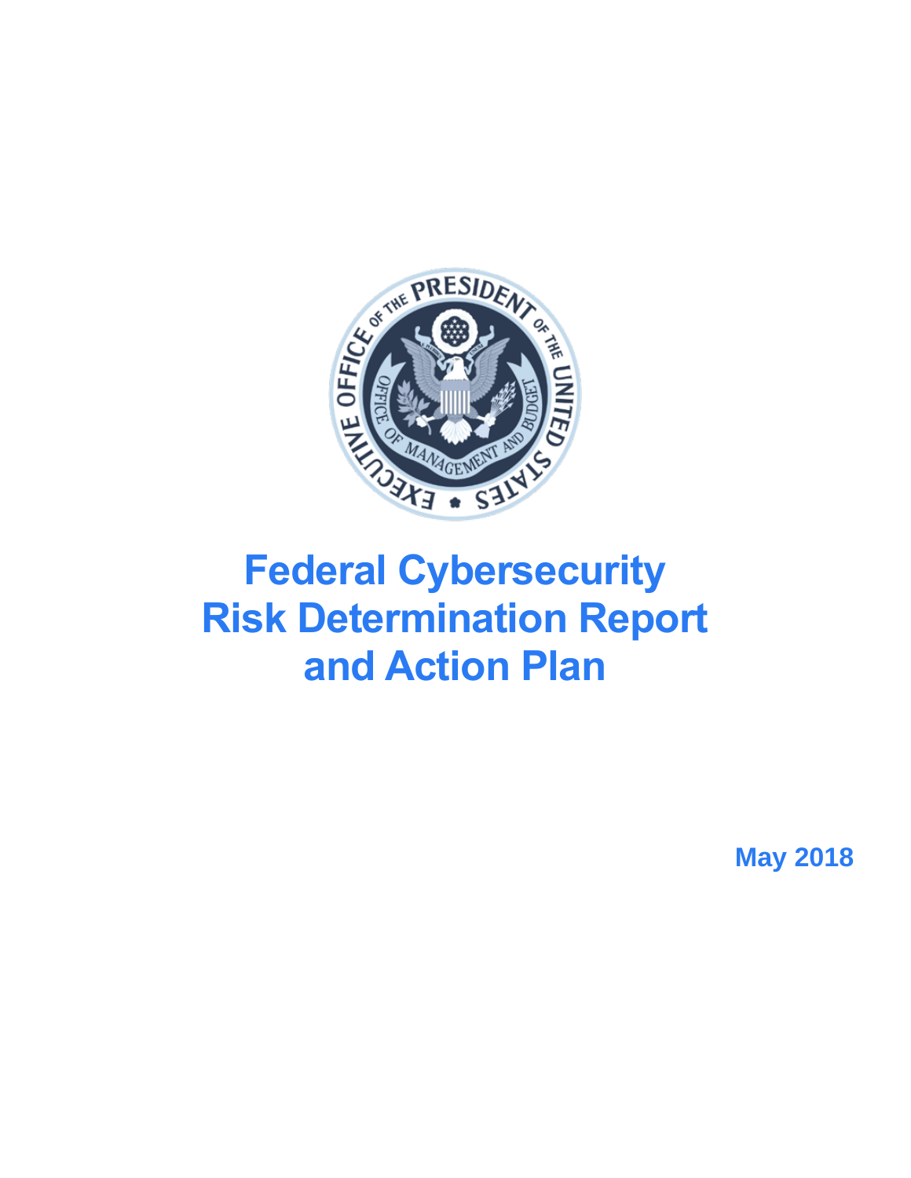# Federal Cybersecurity Risk Determination Report and Action Plan

May 2018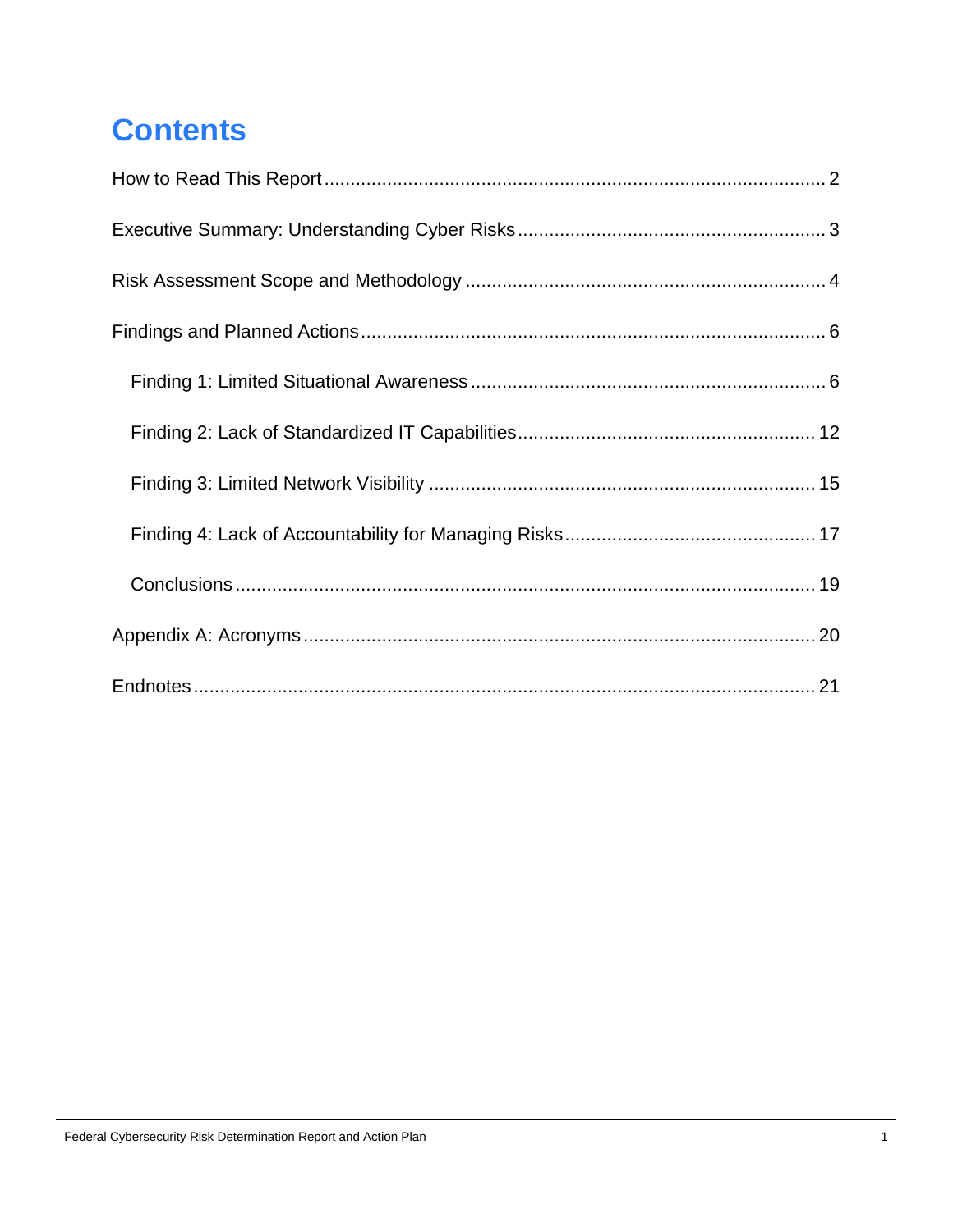# Contents

How to Read This Report ... 2

Executive Summary: Understanding Cyber Risks ... 3

Risk Assessment Scope and Methodology ... 4

Findings and Planned Actions ... 6

- Finding 1: Limited Situational Awareness ... 6
- Finding 2: Lack of Standardized IT Capabilities ... 12
- Finding 3: Limited Network Visibility ... 15
- Finding 4: Lack of Accountability for Managing Risks ... 17
- Conclusions ... 19

Appendix A: Acronyms ... 20

Endnotes ... 21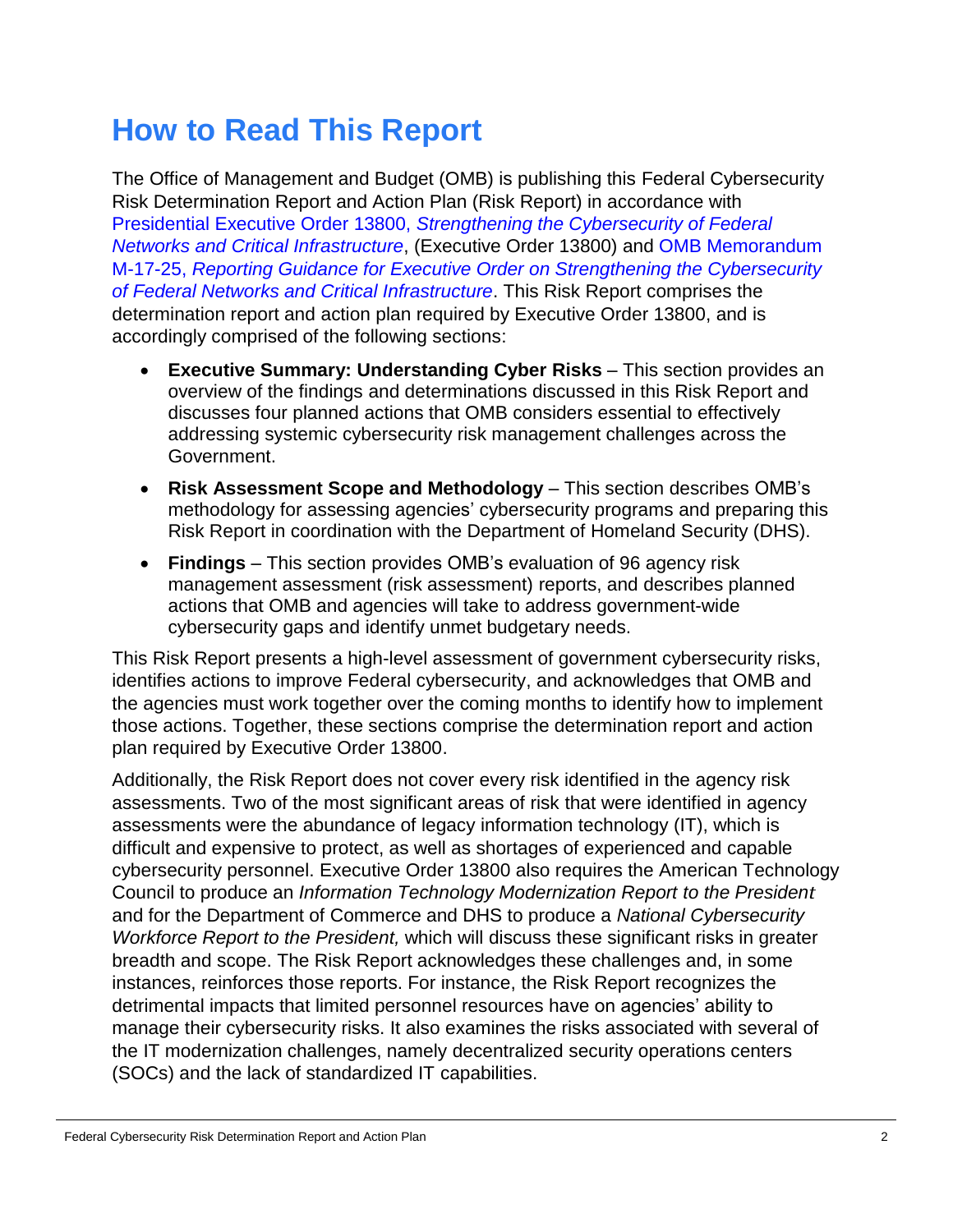# How to Read This Report

The Office of Management and Budget (OMB) is publishing this Federal Cybersecurity Risk Determination Report and Action Plan (Risk Report) in accordance with Presidential Executive Order 13800, *Strengthening the Cybersecurity of Federal Networks and Critical Infrastructure*, (Executive Order 13800) and OMB Memorandum M-17-25, *Reporting Guidance for Executive Order on Strengthening the Cybersecurity of Federal Networks and Critical Infrastructure*. This Risk Report comprises the determination report and action plan required by Executive Order 13800, and is accordingly comprised of the following sections:

- **Executive Summary: Understanding Cyber Risks** – This section provides an overview of the findings and determinations discussed in this Risk Report and discusses four planned actions that OMB considers essential to effectively addressing systemic cybersecurity risk management challenges across the Government.
- **Risk Assessment Scope and Methodology** – This section describes OMB's methodology for assessing agencies' cybersecurity programs and preparing this Risk Report in coordination with the Department of Homeland Security (DHS).
- **Findings** – This section provides OMB's evaluation of 96 agency risk management assessment (risk assessment) reports, and describes planned actions that OMB and agencies will take to address government-wide cybersecurity gaps and identify unmet budgetary needs.

This Risk Report presents a high-level assessment of government cybersecurity risks, identifies actions to improve Federal cybersecurity, and acknowledges that OMB and the agencies must work together over the coming months to identify how to implement those actions. Together, these sections comprise the determination report and action plan required by Executive Order 13800.

Additionally, the Risk Report does not cover every risk identified in the agency risk assessments. Two of the most significant areas of risk that were identified in agency assessments were the abundance of legacy information technology (IT), which is difficult and expensive to protect, as well as shortages of experienced and capable cybersecurity personnel. Executive Order 13800 also requires the American Technology Council to produce an *Information Technology Modernization Report to the President* and for the Department of Commerce and DHS to produce a *National Cybersecurity Workforce Report to the President,* which will discuss these significant risks in greater breadth and scope. The Risk Report acknowledges these challenges and, in some instances, reinforces those reports. For instance, the Risk Report recognizes the detrimental impacts that limited personnel resources have on agencies' ability to manage their cybersecurity risks. It also examines the risks associated with several of the IT modernization challenges, namely decentralized security operations centers (SOCs) and the lack of standardized IT capabilities.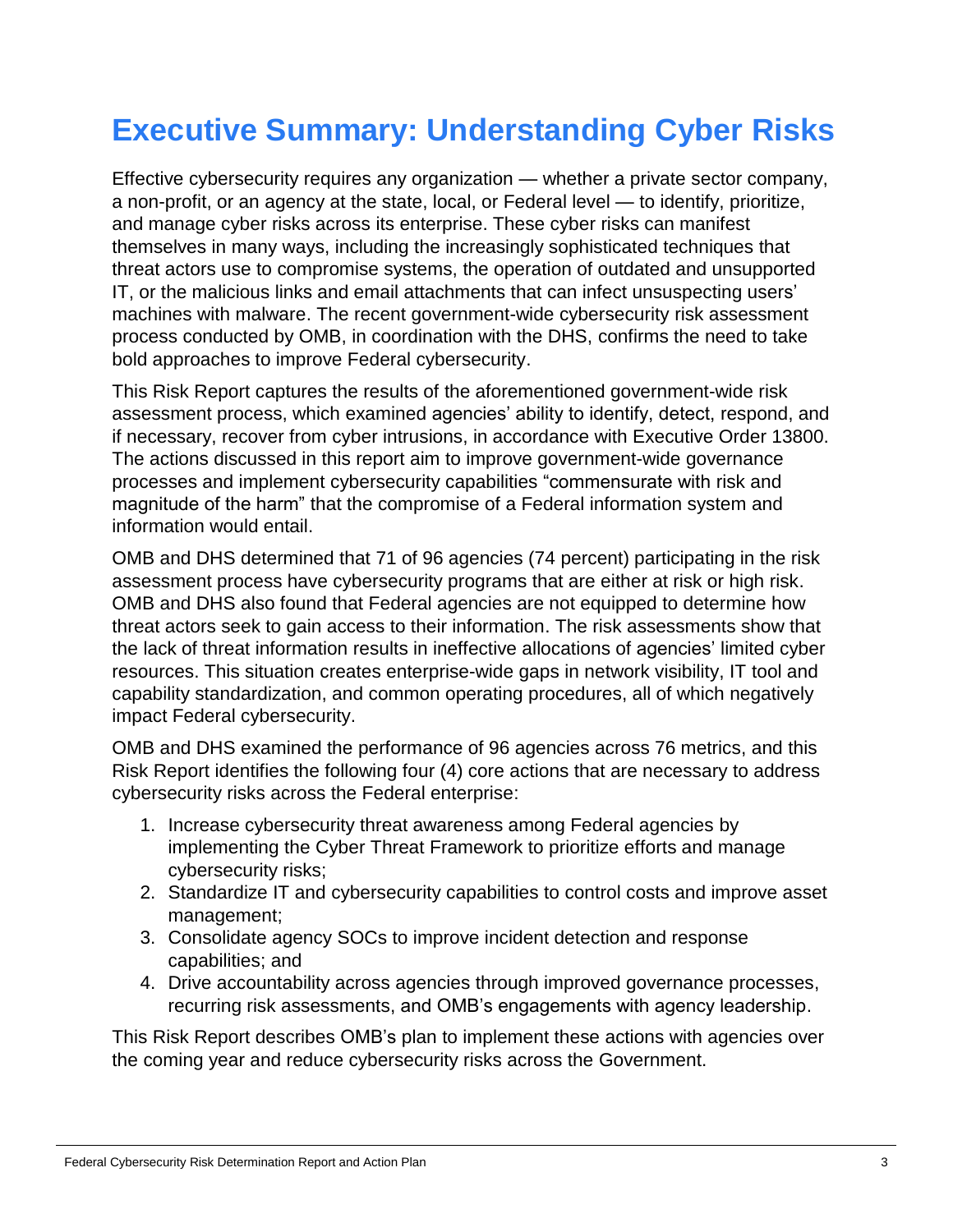# Executive Summary: Understanding Cyber Risks

Effective cybersecurity requires any organization — whether a private sector company, a non-profit, or an agency at the state, local, or Federal level — to identify, prioritize, and manage cyber risks across its enterprise. These cyber risks can manifest themselves in many ways, including the increasingly sophisticated techniques that threat actors use to compromise systems, the operation of outdated and unsupported IT, or the malicious links and email attachments that can infect unsuspecting users' machines with malware. The recent government-wide cybersecurity risk assessment process conducted by OMB, in coordination with the DHS, confirms the need to take bold approaches to improve Federal cybersecurity.

This Risk Report captures the results of the aforementioned government-wide risk assessment process, which examined agencies' ability to identify, detect, respond, and if necessary, recover from cyber intrusions, in accordance with Executive Order 13800. The actions discussed in this report aim to improve government-wide governance processes and implement cybersecurity capabilities "commensurate with risk and magnitude of the harm" that the compromise of a Federal information system and information would entail.

OMB and DHS determined that 71 of 96 agencies (74 percent) participating in the risk assessment process have cybersecurity programs that are either at risk or high risk. OMB and DHS also found that Federal agencies are not equipped to determine how threat actors seek to gain access to their information. The risk assessments show that the lack of threat information results in ineffective allocations of agencies' limited cyber resources. This situation creates enterprise-wide gaps in network visibility, IT tool and capability standardization, and common operating procedures, all of which negatively impact Federal cybersecurity.

OMB and DHS examined the performance of 96 agencies across 76 metrics, and this Risk Report identifies the following four (4) core actions that are necessary to address cybersecurity risks across the Federal enterprise:

1. Increase cybersecurity threat awareness among Federal agencies by implementing the Cyber Threat Framework to prioritize efforts and manage cybersecurity risks;
2. Standardize IT and cybersecurity capabilities to control costs and improve asset management;
3. Consolidate agency SOCs to improve incident detection and response capabilities; and
4. Drive accountability across agencies through improved governance processes, recurring risk assessments, and OMB's engagements with agency leadership.

This Risk Report describes OMB's plan to implement these actions with agencies over the coming year and reduce cybersecurity risks across the Government.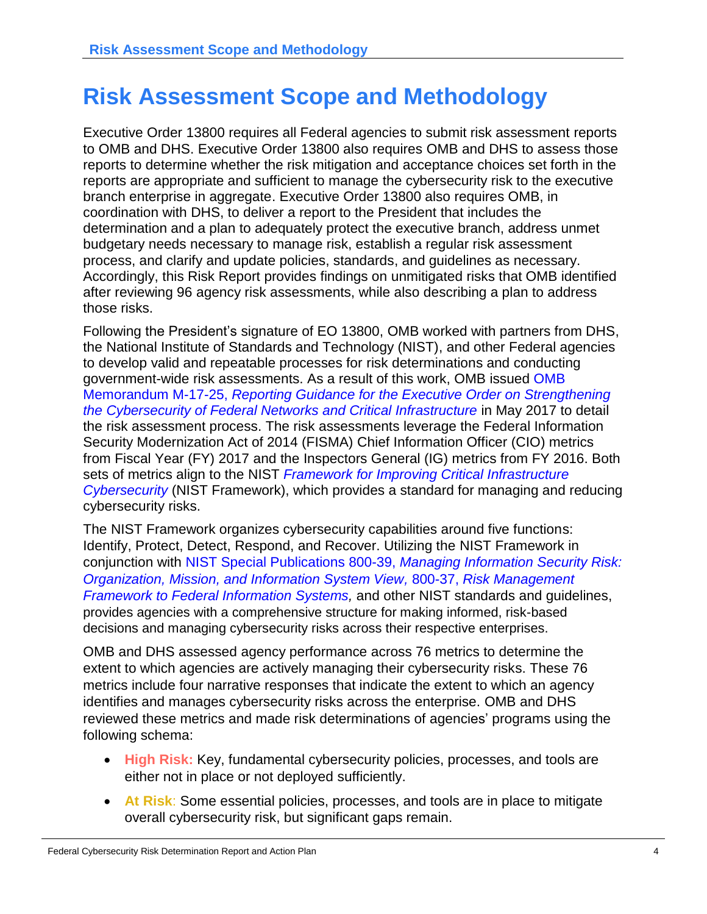# Risk Assessment Scope and Methodology

Executive Order 13800 requires all Federal agencies to submit risk assessment reports to OMB and DHS. Executive Order 13800 also requires OMB and DHS to assess those reports to determine whether the risk mitigation and acceptance choices set forth in the reports are appropriate and sufficient to manage the cybersecurity risk to the executive branch enterprise in aggregate. Executive Order 13800 also requires OMB, in coordination with DHS, to deliver a report to the President that includes the determination and a plan to adequately protect the executive branch, address unmet budgetary needs necessary to manage risk, establish a regular risk assessment process, and clarify and update policies, standards, and guidelines as necessary. Accordingly, this Risk Report provides findings on unmitigated risks that OMB identified after reviewing 96 agency risk assessments, while also describing a plan to address those risks.

Following the President's signature of EO 13800, OMB worked with partners from DHS, the National Institute of Standards and Technology (NIST), and other Federal agencies to develop valid and repeatable processes for risk determinations and conducting government-wide risk assessments. As a result of this work, OMB issued OMB Memorandum M-17-25, *Reporting Guidance for the Executive Order on Strengthening the Cybersecurity of Federal Networks and Critical Infrastructure* in May 2017 to detail the risk assessment process. The risk assessments leverage the Federal Information Security Modernization Act of 2014 (FISMA) Chief Information Officer (CIO) metrics from Fiscal Year (FY) 2017 and the Inspectors General (IG) metrics from FY 2016. Both sets of metrics align to the NIST *Framework for Improving Critical Infrastructure Cybersecurity* (NIST Framework), which provides a standard for managing and reducing cybersecurity risks.

The NIST Framework organizes cybersecurity capabilities around five functions: Identify, Protect, Detect, Respond, and Recover. Utilizing the NIST Framework in conjunction with NIST Special Publications 800-39, *Managing Information Security Risk: Organization, Mission, and Information System View,* 800-37, *Risk Management Framework to Federal Information Systems,* and other NIST standards and guidelines, provides agencies with a comprehensive structure for making informed, risk-based decisions and managing cybersecurity risks across their respective enterprises.

OMB and DHS assessed agency performance across 76 metrics to determine the extent to which agencies are actively managing their cybersecurity risks. These 76 metrics include four narrative responses that indicate the extent to which an agency identifies and manages cybersecurity risks across the enterprise. OMB and DHS reviewed these metrics and made risk determinations of agencies' programs using the following schema:

- **High Risk:** Key, fundamental cybersecurity policies, processes, and tools are either not in place or not deployed sufficiently.
- **At Risk**: Some essential policies, processes, and tools are in place to mitigate overall cybersecurity risk, but significant gaps remain.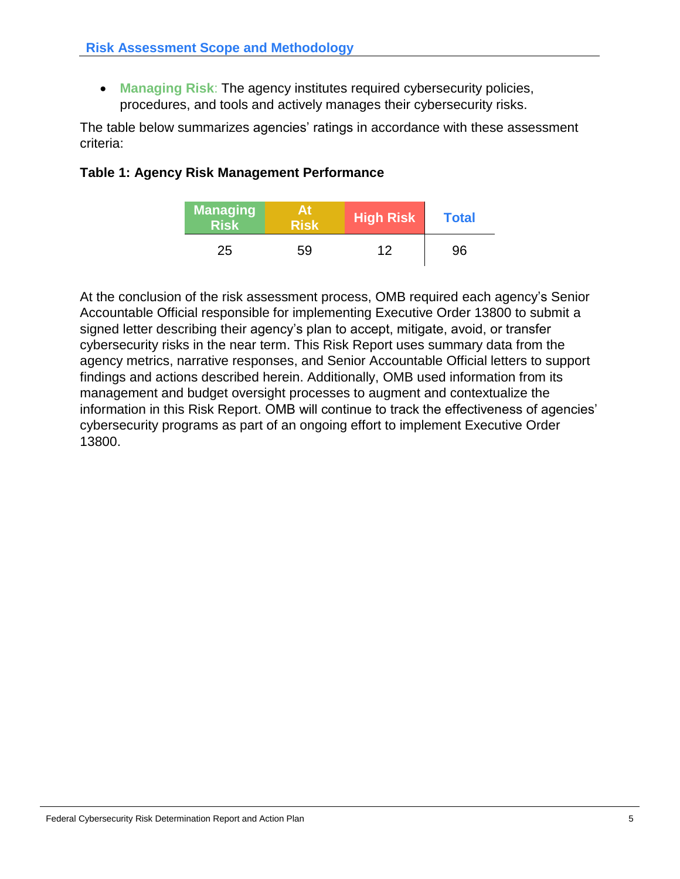## Risk Assessment Scope and Methodology

- **Managing Risk**: The agency institutes required cybersecurity policies, procedures, and tools and actively manages their cybersecurity risks.

The table below summarizes agencies' ratings in accordance with these assessment criteria:

**Table 1: Agency Risk Management Performance**

| Managing Risk | At Risk | High Risk | Total |
|---|---|---|---|
| 25 | 59 | 12 | 96 |

At the conclusion of the risk assessment process, OMB required each agency's Senior Accountable Official responsible for implementing Executive Order 13800 to submit a signed letter describing their agency's plan to accept, mitigate, avoid, or transfer cybersecurity risks in the near term. This Risk Report uses summary data from the agency metrics, narrative responses, and Senior Accountable Official letters to support findings and actions described herein. Additionally, OMB used information from its management and budget oversight processes to augment and contextualize the information in this Risk Report. OMB will continue to track the effectiveness of agencies' cybersecurity programs as part of an ongoing effort to implement Executive Order 13800.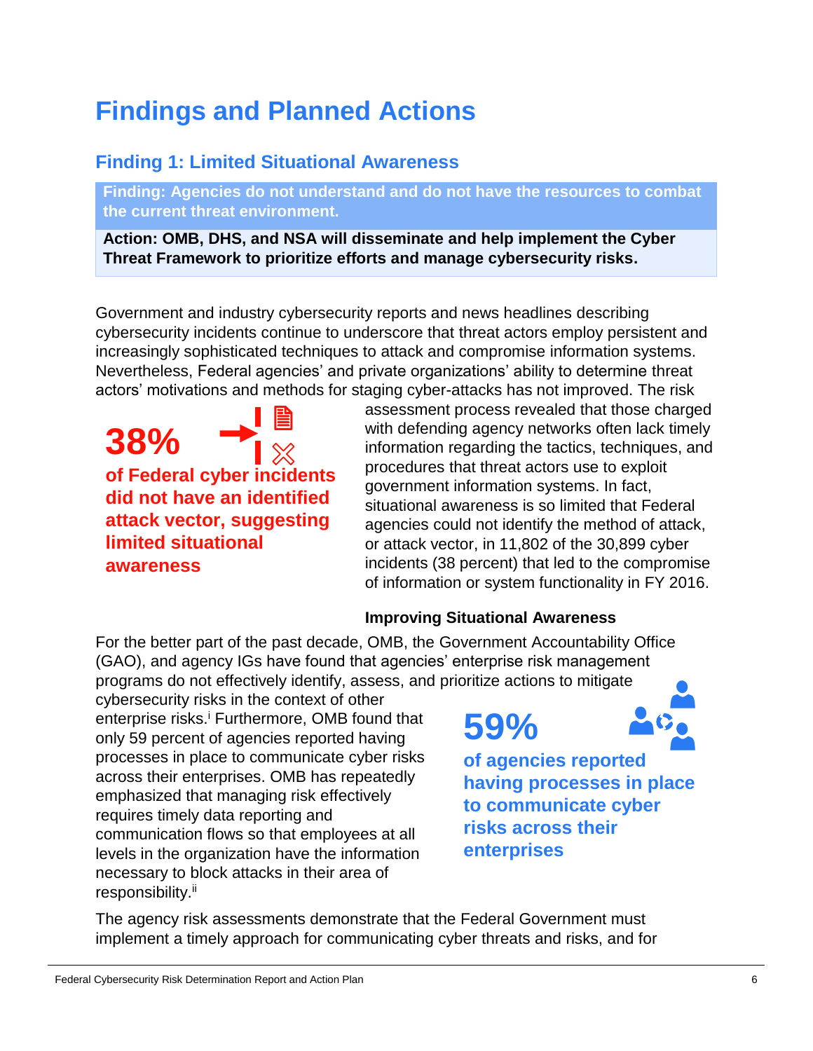# Findings and Planned Actions

## Finding 1: Limited Situational Awareness

**Finding: Agencies do not understand and do not have the resources to combat the current threat environment.**

**Action: OMB, DHS, and NSA will disseminate and help implement the Cyber Threat Framework to prioritize efforts and manage cybersecurity risks.**

Government and industry cybersecurity reports and news headlines describing cybersecurity incidents continue to underscore that threat actors employ persistent and increasingly sophisticated techniques to attack and compromise information systems. Nevertheless, Federal agencies' and private organizations' ability to determine threat actors' motivations and methods for staging cyber-attacks has not improved. The risk assessment process revealed that those charged with defending agency networks often lack timely information regarding the tactics, techniques, and procedures that threat actors use to exploit government information systems. In fact, situational awareness is so limited that Federal agencies could not identify the method of attack, or attack vector, in 11,802 of the 30,899 cyber incidents (38 percent) that led to the compromise of information or system functionality in FY 2016.

**38%**

**of Federal cyber incidents did not have an identified attack vector, suggesting limited situational awareness**

### Improving Situational Awareness

For the better part of the past decade, OMB, the Government Accountability Office (GAO), and agency IGs have found that agencies' enterprise risk management programs do not effectively identify, assess, and prioritize actions to mitigate cybersecurity risks in the context of other enterprise risks.[i] Furthermore, OMB found that only 59 percent of agencies reported having processes in place to communicate cyber risks across their enterprises. OMB has repeatedly emphasized that managing risk effectively requires timely data reporting and communication flows so that employees at all levels in the organization have the information necessary to block attacks in their area of responsibility.[ii]

**59%**

**of agencies reported having processes in place to communicate cyber risks across their enterprises**

The agency risk assessments demonstrate that the Federal Government must implement a timely approach for communicating cyber threats and risks, and for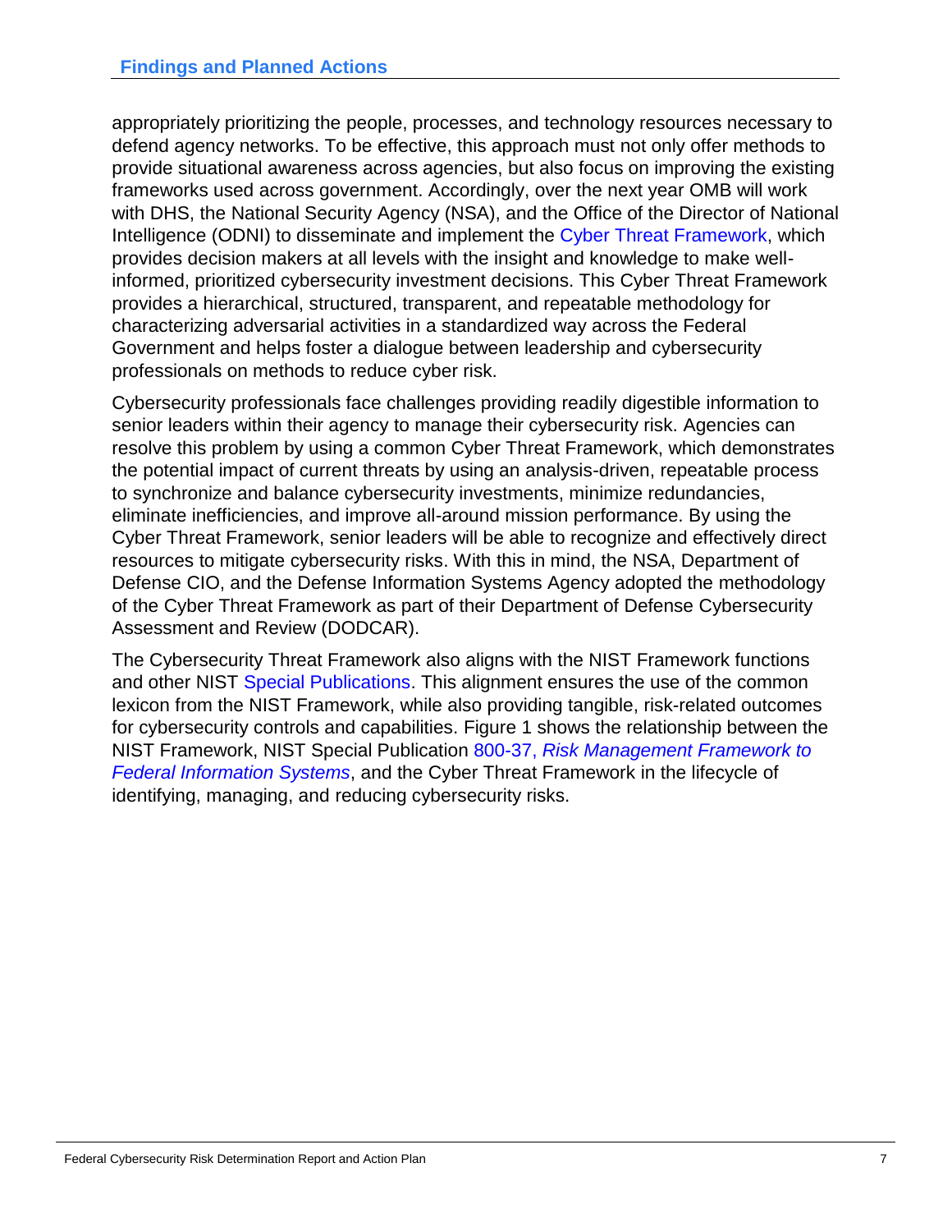appropriately prioritizing the people, processes, and technology resources necessary to defend agency networks. To be effective, this approach must not only offer methods to provide situational awareness across agencies, but also focus on improving the existing frameworks used across government. Accordingly, over the next year OMB will work with DHS, the National Security Agency (NSA), and the Office of the Director of National Intelligence (ODNI) to disseminate and implement the Cyber Threat Framework, which provides decision makers at all levels with the insight and knowledge to make well-informed, prioritized cybersecurity investment decisions. This Cyber Threat Framework provides a hierarchical, structured, transparent, and repeatable methodology for characterizing adversarial activities in a standardized way across the Federal Government and helps foster a dialogue between leadership and cybersecurity professionals on methods to reduce cyber risk.

Cybersecurity professionals face challenges providing readily digestible information to senior leaders within their agency to manage their cybersecurity risk. Agencies can resolve this problem by using a common Cyber Threat Framework, which demonstrates the potential impact of current threats by using an analysis-driven, repeatable process to synchronize and balance cybersecurity investments, minimize redundancies, eliminate inefficiencies, and improve all-around mission performance. By using the Cyber Threat Framework, senior leaders will be able to recognize and effectively direct resources to mitigate cybersecurity risks. With this in mind, the NSA, Department of Defense CIO, and the Defense Information Systems Agency adopted the methodology of the Cyber Threat Framework as part of their Department of Defense Cybersecurity Assessment and Review (DODCAR).

The Cybersecurity Threat Framework also aligns with the NIST Framework functions and other NIST Special Publications. This alignment ensures the use of the common lexicon from the NIST Framework, while also providing tangible, risk-related outcomes for cybersecurity controls and capabilities. Figure 1 shows the relationship between the NIST Framework, NIST Special Publication 800-37, *Risk Management Framework to Federal Information Systems*, and the Cyber Threat Framework in the lifecycle of identifying, managing, and reducing cybersecurity risks.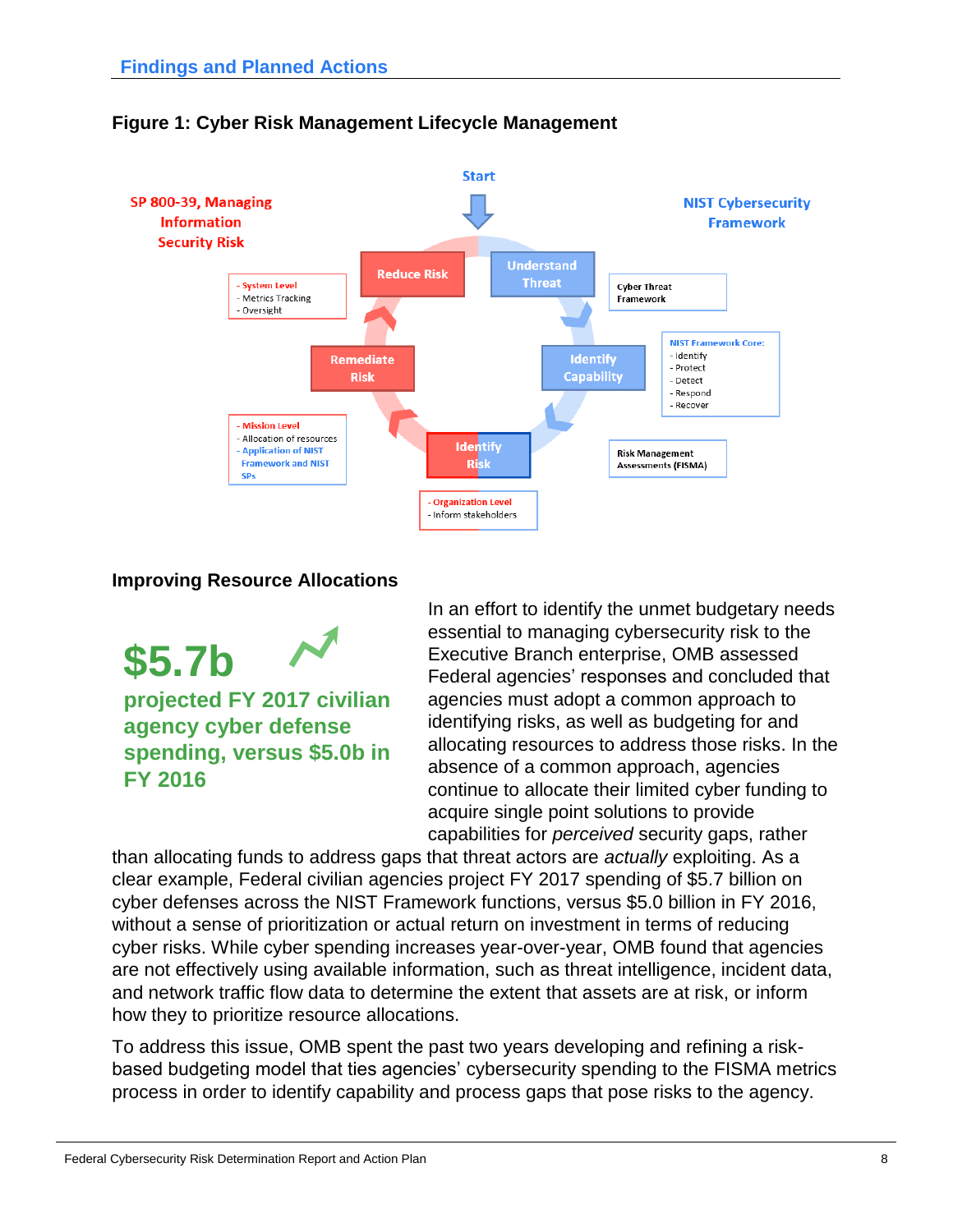## Findings and Planned Actions

**Figure 1: Cyber Risk Management Lifecycle Management**

Start

SP 800-39, Managing Information Security Risk

NIST Cybersecurity Framework

Reduce Risk

Understand Threat

- System Level
- Metrics Tracking
- Oversight

Cyber Threat Framework

Remediate Risk

Identify Capability

NIST Framework Core:
- Identify
- Protect
- Detect
- Respond
- Recover

- Mission Level
- Allocation of resources
- Application of NIST Framework and NIST SPs

Identify Risk

Risk Management Assessments (FISMA)

- Organization Level
- Inform stakeholders

### Improving Resource Allocations

**$5.7b**

**projected FY 2017 civilian agency cyber defense spending, versus $5.0b in FY 2016**

In an effort to identify the unmet budgetary needs essential to managing cybersecurity risk to the Executive Branch enterprise, OMB assessed Federal agencies' responses and concluded that agencies must adopt a common approach to identifying risks, as well as budgeting for and allocating resources to address those risks. In the absence of a common approach, agencies continue to allocate their limited cyber funding to acquire single point solutions to provide capabilities for *perceived* security gaps, rather than allocating funds to address gaps that threat actors are *actually* exploiting. As a clear example, Federal civilian agencies project FY 2017 spending of $5.7 billion on cyber defenses across the NIST Framework functions, versus $5.0 billion in FY 2016, without a sense of prioritization or actual return on investment in terms of reducing cyber risks. While cyber spending increases year-over-year, OMB found that agencies are not effectively using available information, such as threat intelligence, incident data, and network traffic flow data to determine the extent that assets are at risk, or inform how they to prioritize resource allocations.

To address this issue, OMB spent the past two years developing and refining a risk-based budgeting model that ties agencies' cybersecurity spending to the FISMA metrics process in order to identify capability and process gaps that pose risks to the agency.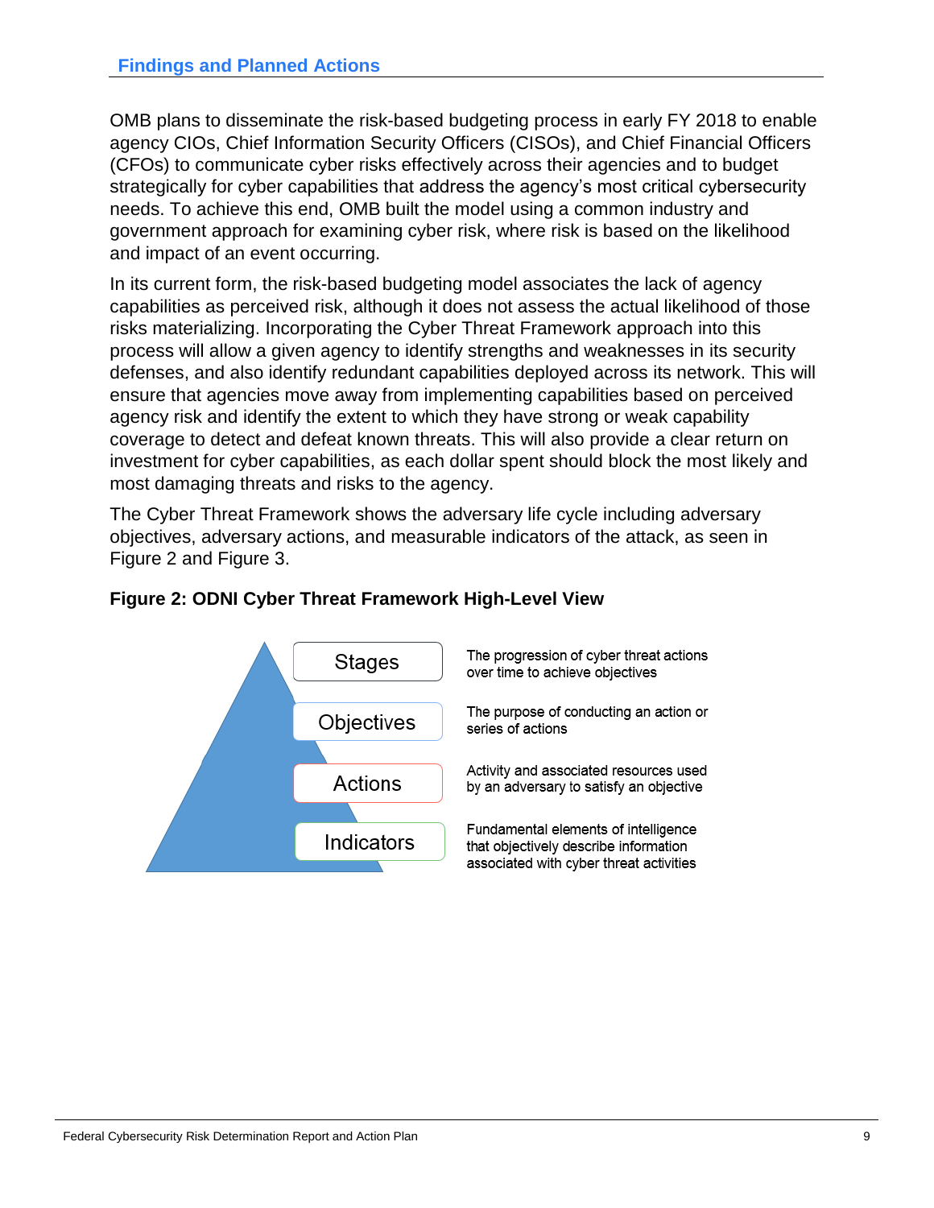## Findings and Planned Actions

OMB plans to disseminate the risk-based budgeting process in early FY 2018 to enable agency CIOs, Chief Information Security Officers (CISOs), and Chief Financial Officers (CFOs) to communicate cyber risks effectively across their agencies and to budget strategically for cyber capabilities that address the agency's most critical cybersecurity needs. To achieve this end, OMB built the model using a common industry and government approach for examining cyber risk, where risk is based on the likelihood and impact of an event occurring.

In its current form, the risk-based budgeting model associates the lack of agency capabilities as perceived risk, although it does not assess the actual likelihood of those risks materializing. Incorporating the Cyber Threat Framework approach into this process will allow a given agency to identify strengths and weaknesses in its security defenses, and also identify redundant capabilities deployed across its network. This will ensure that agencies move away from implementing capabilities based on perceived agency risk and identify the extent to which they have strong or weak capability coverage to detect and defeat known threats. This will also provide a clear return on investment for cyber capabilities, as each dollar spent should block the most likely and most damaging threats and risks to the agency.

The Cyber Threat Framework shows the adversary life cycle including adversary objectives, adversary actions, and measurable indicators of the attack, as seen in Figure 2 and Figure 3.

**Figure 2: ODNI Cyber Threat Framework High-Level View**

| Level | Description |
| --- | --- |
| Stages | The progression of cyber threat actions over time to achieve objectives |
| Objectives | The purpose of conducting an action or series of actions |
| Actions | Activity and associated resources used by an adversary to satisfy an objective |
| Indicators | Fundamental elements of intelligence that objectively describe information associated with cyber threat activities |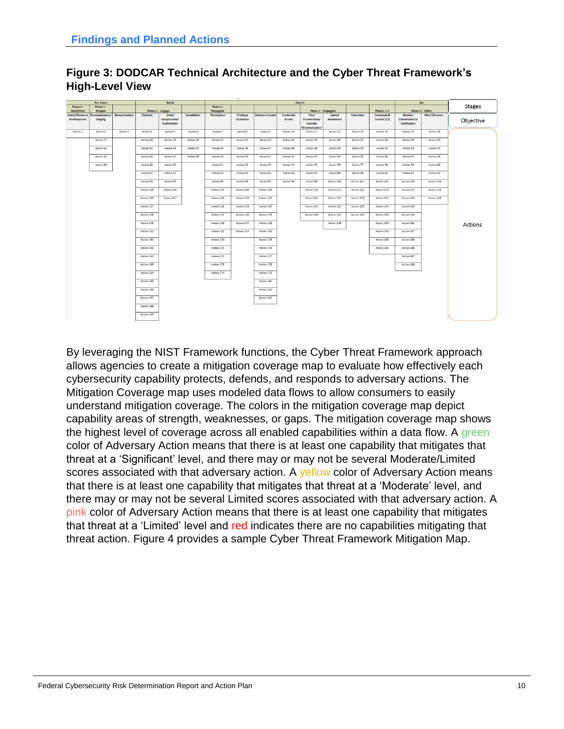## Findings and Planned Actions

**Figure 3: DODCAR Technical Architecture and the Cyber Threat Framework's High-Level View**

| Stages | Pre-Event | | | Get In | | | Stay In | | | | | | | | Act | |
|---|---|---|---|---|---|---|---|---|---|---|---|---|---|---|---|---|
| | Phase 0 - Administer | Phase 1 - Prepare | | Phase 2 - Engage | | | Phase 3 - Propagate | | | | Phase 3 - Propagate | | | Phase 1-4 | Phase 4 - Effect | |
| Objective | Intent/Resource Development | Reconnaissance/ Staging | Weaponization | Delivery | Initial Compromise/ Exploitation | Installation | Persistence | Privilege Escalation | Defense Evasion | Credential Access | Host Enumeration/ Internal Reconnaissance | Lateral Movement | Execution | Command & Control (C2) | Monitor (Observation)/ Exfiltration | Alter/Deceive... |
| Actions | Action 1 | Action 2 | Action 3 | Action 4 | Action 5 | Action 6 | Action 7 | Action 8 | Action 9 | Action 10 | Action 11 | Action 12 | Action 13 | Action 14 | Action 15 | Action 16 |
| | | Action 17 | | Action 18 | Action 19 | Action 20 | Action 21 | Action 22 | Action 23 | Action 24 | Action 25 | Action 26 | Action 27 | Action 28 | Action 29 | Action 30 |
| | | Action 31 | | Action 32 | Action 33 | Action 34 | Action 35 | Action 36 | Action 37 | Action 38 | Action 39 | Action 40 | Action 41 | Action 42 | Action 43 | Action 44 |
| | | Action 45 | | Action 46 | Action 47 | Action 48 | Action 49 | Action 50 | Action 51 | Action 52 | Action 53 | Action 54 | Action 55 | Action 56 | Action 57 | Action 58 |
| | | Action 59 | | Action 60 | Action 70 | | Action 71 | Action 72 | Action 73 | Action 74 | Action 75 | Action 76 | Action 77 | Action 78 | Action 79 | Action 80 |
| | | | | Action 81 | Action 82 | | Action 83 | Action 84 | Action 85 | Action 86 | Action 87 | Action 88 | Action 89 | Action 90 | Action 91 | Action 92 |
| | | | | Action 93 | Action 94 | | Action 95 | Action 96 | Action 97 | Action 98 | Action 99 | Action 100 | Action 101 | Action 102 | Action 103 | Action 104 |
| | | | | Action 105 | Action 106 | | Action 107 | Action 108 | Action 109 | | Action 110 | Action 111 | Action 112 | Action 113 | Action 114 | Action 115 |
| | | | | Action 116 | Action 117 | | Action 118 | Action 119 | Action 120 | | Action 121 | Action 122 | Action 123 | Action 124 | Action 125 | Action 126 |
| | | | | Action 127 | | | Action 128 | Action 129 | Action 130 | | Action 131 | Action 132 | Action 133 | Action 134 | Action 135 | |
| | | | | Action 136 | | | Action 137 | Action 138 | Action 139 | | Action 140 | Action 141 | Action 142 | Action 143 | Action 144 | |
| | | | | Action 145 | | | Action 146 | Action 147 | Action 148 | | | Action 149 | | Action 150 | Action 151 | |
| | | | | Action 152 | | | Action 153 | Action 154 | Action 155 | | | | | Action 156 | Action 157 | |
| | | | | Action 160 | | | Action 170 | | Action 175 | | | | | Action 183 | Action 185 | |
| | | | | Action 161 | | | Action 171 | | Action 176 | | | | | Action 184 | Action 186 | |
| | | | | Action 162 | | | Action 172 | | Action 177 | | | | | | Action 187 | |
| | | | | Action 163 | | | Action 173 | | Action 178 | | | | | | Action 188 | |
| | | | | Action 164 | | | Action 174 | | Action 179 | | | | | | | |
| | | | | Action 165 | | | | | Action 180 | | | | | | | |
| | | | | Action 166 | | | | | Action 181 | | | | | | | |
| | | | | Action 167 | | | | | Action 182 | | | | | | | |
| | | | | Action 168 | | | | | | | | | | | | |
| | | | | Action 169 | | | | | | | | | | | | |

By leveraging the NIST Framework functions, the Cyber Threat Framework approach allows agencies to create a mitigation coverage map to evaluate how effectively each cybersecurity capability protects, defends, and responds to adversary actions. The Mitigation Coverage map uses modeled data flows to allow consumers to easily understand mitigation coverage. The colors in the mitigation coverage map depict capability areas of strength, weaknesses, or gaps. The mitigation coverage map shows the highest level of coverage across all enabled capabilities within a data flow. A green color of Adversary Action means that there is at least one capability that mitigates that threat at a 'Significant' level, and there may or may not be several Moderate/Limited scores associated with that adversary action. A yellow color of Adversary Action means that there is at least one capability that mitigates that threat at a 'Moderate' level, and there may or may not be several Limited scores associated with that adversary action. A pink color of Adversary Action means that there is at least one capability that mitigates that threat at a 'Limited' level and red indicates there are no capabilities mitigating that threat action. Figure 4 provides a sample Cyber Threat Framework Mitigation Map.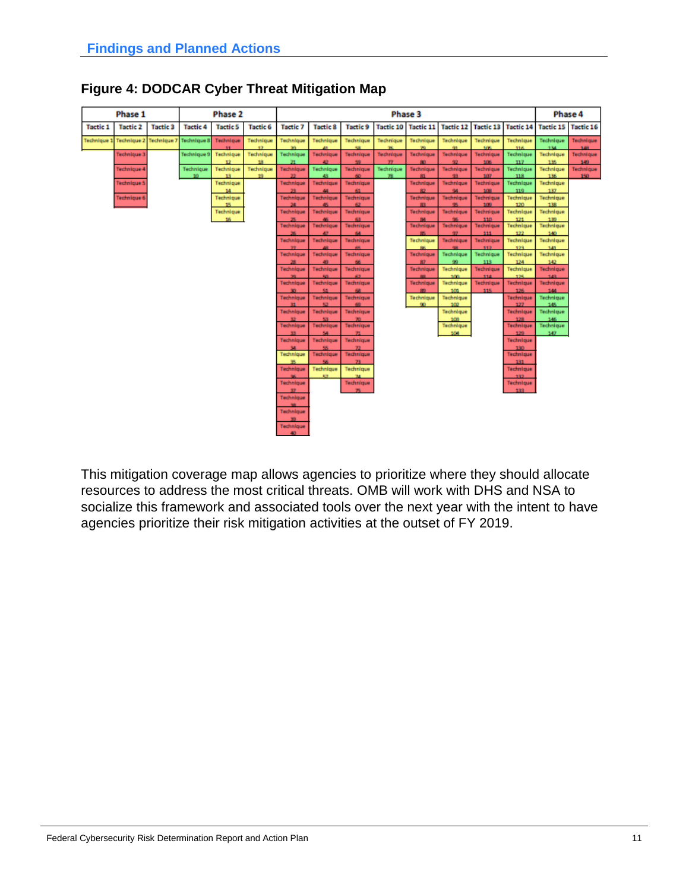## Findings and Planned Actions

### Figure 4: DODCAR Cyber Threat Mitigation Map

| Phase 1 | | | Phase 2 | | | Phase 3 | | | | | | | | Phase 4 | |
|---|---|---|---|---|---|---|---|---|---|---|---|---|---|---|---|
| Tactic 1 | Tactic 2 | Tactic 3 | Tactic 4 | Tactic 5 | Tactic 6 | Tactic 7 | Tactic 8 | Tactic 9 | Tactic 10 | Tactic 11 | Tactic 12 | Tactic 13 | Tactic 14 | Tactic 15 | Tactic 16 |
| Technique 1 | Technique 2 | Technique 7 | Technique 8 | Technique 11 | Technique 17 | Technique 20 | Technique 41 | Technique 58 | Technique 76 | Technique 79 | Technique 91 | Technique 105 | Technique 116 | Technique 134 | Technique 148 |
| | Technique 3 | | Technique 9 | Technique 12 | Technique 18 | Technique 21 | Technique 42 | Technique 59 | Technique 77 | Technique 80 | Technique 92 | Technique 106 | Technique 117 | Technique 135 | Technique 149 |
| | Technique 4 | | Technique 10 | Technique 13 | Technique 19 | Technique 22 | Technique 43 | Technique 60 | Technique 78 | Technique 81 | Technique 93 | Technique 107 | Technique 118 | Technique 136 | Technique 150 |
| | Technique 5 | | | Technique 14 | | Technique 23 | Technique 44 | Technique 61 | | Technique 82 | Technique 94 | Technique 108 | Technique 119 | Technique 137 | |
| | Technique 6 | | | Technique 15 | | Technique 24 | Technique 45 | Technique 62 | | Technique 83 | Technique 95 | Technique 109 | Technique 120 | Technique 138 | |
| | | | | Technique 16 | | Technique 25 | Technique 46 | Technique 63 | | Technique 84 | Technique 96 | Technique 110 | Technique 121 | Technique 139 | |
| | | | | | | Technique 26 | Technique 47 | Technique 64 | | Technique 85 | Technique 97 | Technique 111 | Technique 122 | Technique 140 | |
| | | | | | | Technique 27 | Technique 48 | Technique 65 | | Technique 86 | Technique 98 | Technique 112 | Technique 123 | Technique 141 | |
| | | | | | | Technique 28 | Technique 49 | Technique 66 | | Technique 87 | Technique 99 | Technique 113 | Technique 124 | Technique 142 | |
| | | | | | | Technique 29 | Technique 50 | Technique 67 | | Technique 88 | Technique 100 | Technique 114 | Technique 125 | Technique 143 | |
| | | | | | | Technique 30 | Technique 51 | Technique 68 | | Technique 89 | Technique 101 | Technique 115 | Technique 126 | Technique 144 | |
| | | | | | | Technique 31 | Technique 52 | Technique 69 | | Technique 90 | Technique 102 | | Technique 127 | Technique 145 | |
| | | | | | | Technique 32 | Technique 53 | Technique 70 | | | Technique 103 | | Technique 128 | Technique 146 | |
| | | | | | | Technique 33 | Technique 54 | Technique 71 | | | Technique 104 | | Technique 129 | Technique 147 | |
| | | | | | | Technique 34 | Technique 55 | Technique 72 | | | | | Technique 130 | | |
| | | | | | | Technique 35 | Technique 56 | Technique 73 | | | | | Technique 131 | | |
| | | | | | | Technique 36 | Technique 57 | Technique 74 | | | | | Technique 132 | | |
| | | | | | | Technique 37 | | Technique 75 | | | | | Technique 133 | | |
| | | | | | | Technique 38 | | | | | | | | | |
| | | | | | | Technique 39 | | | | | | | | | |
| | | | | | | Technique 40 | | | | | | | | | |

This mitigation coverage map allows agencies to prioritize where they should allocate resources to address the most critical threats. OMB will work with DHS and NSA to socialize this framework and associated tools over the next year with the intent to have agencies prioritize their risk mitigation activities at the outset of FY 2019.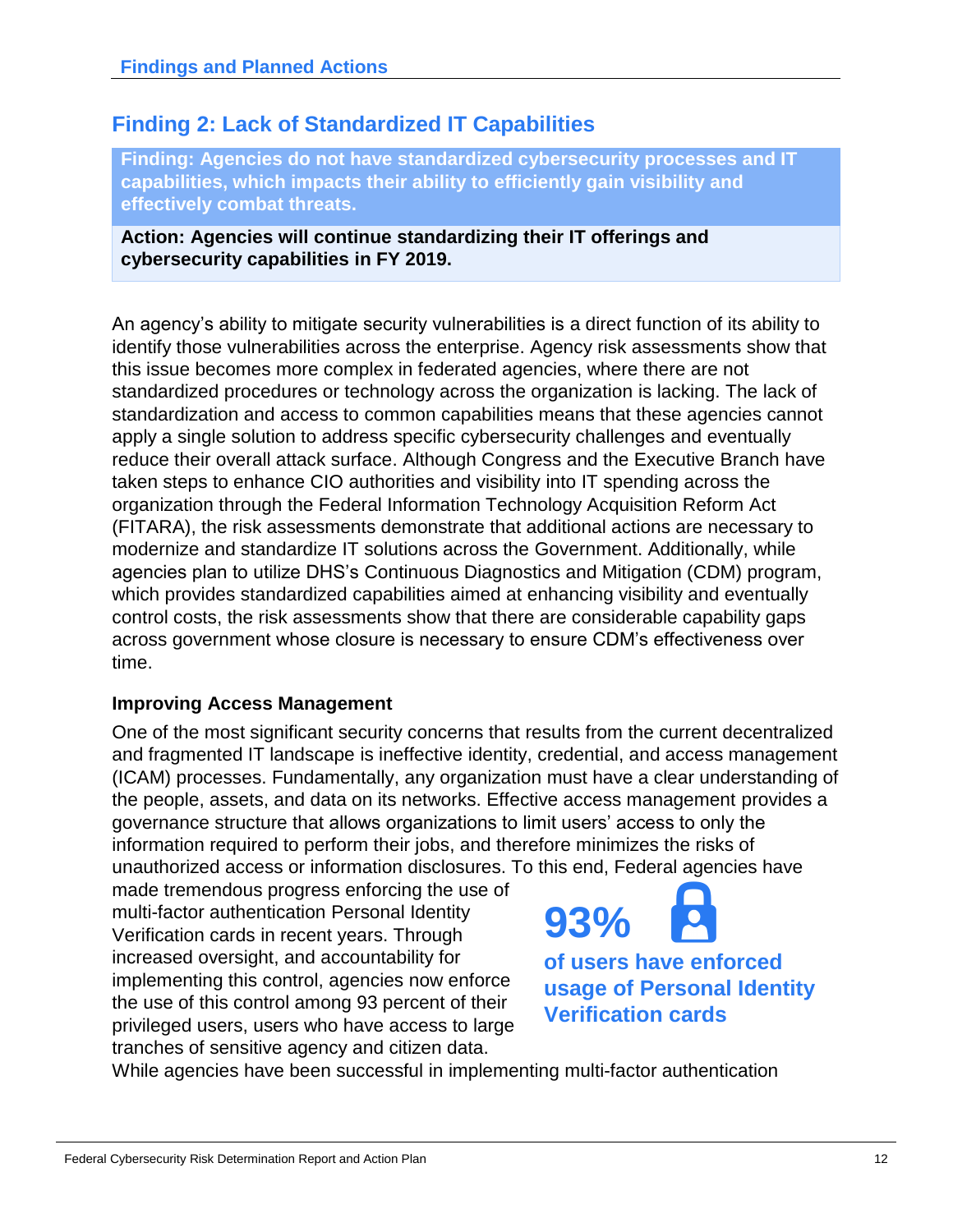## Finding 2: Lack of Standardized IT Capabilities

**Finding: Agencies do not have standardized cybersecurity processes and IT capabilities, which impacts their ability to efficiently gain visibility and effectively combat threats.**

**Action: Agencies will continue standardizing their IT offerings and cybersecurity capabilities in FY 2019.**

An agency's ability to mitigate security vulnerabilities is a direct function of its ability to identify those vulnerabilities across the enterprise. Agency risk assessments show that this issue becomes more complex in federated agencies, where there are not standardized procedures or technology across the organization is lacking. The lack of standardization and access to common capabilities means that these agencies cannot apply a single solution to address specific cybersecurity challenges and eventually reduce their overall attack surface. Although Congress and the Executive Branch have taken steps to enhance CIO authorities and visibility into IT spending across the organization through the Federal Information Technology Acquisition Reform Act (FITARA), the risk assessments demonstrate that additional actions are necessary to modernize and standardize IT solutions across the Government. Additionally, while agencies plan to utilize DHS's Continuous Diagnostics and Mitigation (CDM) program, which provides standardized capabilities aimed at enhancing visibility and eventually control costs, the risk assessments show that there are considerable capability gaps across government whose closure is necessary to ensure CDM's effectiveness over time.

### Improving Access Management

One of the most significant security concerns that results from the current decentralized and fragmented IT landscape is ineffective identity, credential, and access management (ICAM) processes. Fundamentally, any organization must have a clear understanding of the people, assets, and data on its networks. Effective access management provides a governance structure that allows organizations to limit users' access to only the information required to perform their jobs, and therefore minimizes the risks of unauthorized access or information disclosures. To this end, Federal agencies have made tremendous progress enforcing the use of multi-factor authentication Personal Identity Verification cards in recent years. Through increased oversight, and accountability for implementing this control, agencies now enforce the use of this control among 93 percent of their privileged users, users who have access to large tranches of sensitive agency and citizen data.

**93%**
**of users have enforced usage of Personal Identity Verification cards**

While agencies have been successful in implementing multi-factor authentication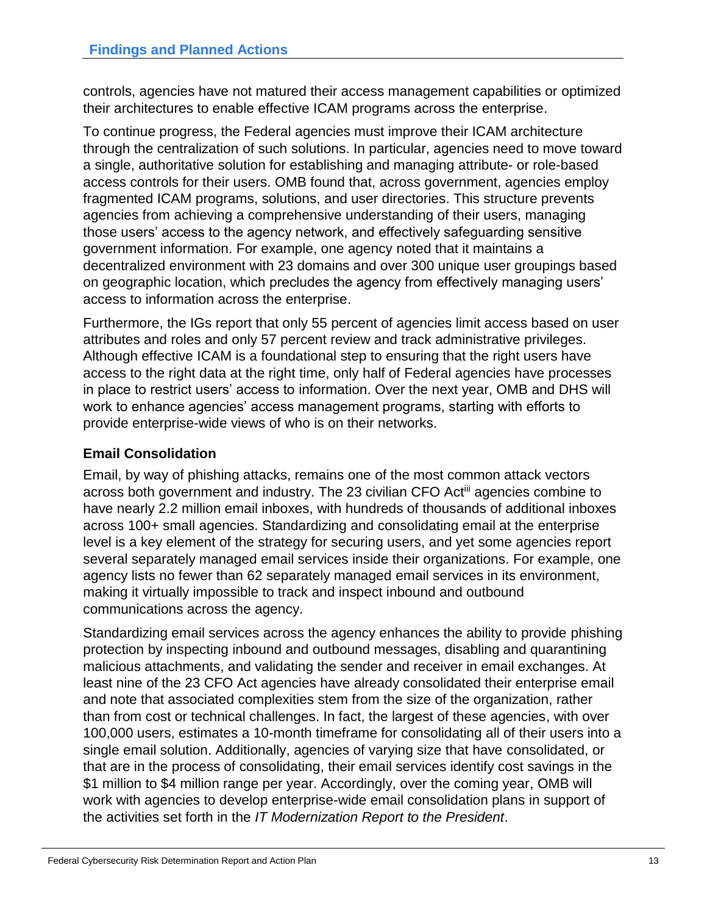controls, agencies have not matured their access management capabilities or optimized their architectures to enable effective ICAM programs across the enterprise.

To continue progress, the Federal agencies must improve their ICAM architecture through the centralization of such solutions. In particular, agencies need to move toward a single, authoritative solution for establishing and managing attribute- or role-based access controls for their users. OMB found that, across government, agencies employ fragmented ICAM programs, solutions, and user directories. This structure prevents agencies from achieving a comprehensive understanding of their users, managing those users' access to the agency network, and effectively safeguarding sensitive government information. For example, one agency noted that it maintains a decentralized environment with 23 domains and over 300 unique user groupings based on geographic location, which precludes the agency from effectively managing users' access to information across the enterprise.

Furthermore, the IGs report that only 55 percent of agencies limit access based on user attributes and roles and only 57 percent review and track administrative privileges. Although effective ICAM is a foundational step to ensuring that the right users have access to the right data at the right time, only half of Federal agencies have processes in place to restrict users' access to information. Over the next year, OMB and DHS will work to enhance agencies' access management programs, starting with efforts to provide enterprise-wide views of who is on their networks.

### Email Consolidation

Email, by way of phishing attacks, remains one of the most common attack vectors across both government and industry. The 23 civilian CFO Act[iii] agencies combine to have nearly 2.2 million email inboxes, with hundreds of thousands of additional inboxes across 100+ small agencies. Standardizing and consolidating email at the enterprise level is a key element of the strategy for securing users, and yet some agencies report several separately managed email services inside their organizations. For example, one agency lists no fewer than 62 separately managed email services in its environment, making it virtually impossible to track and inspect inbound and outbound communications across the agency.

Standardizing email services across the agency enhances the ability to provide phishing protection by inspecting inbound and outbound messages, disabling and quarantining malicious attachments, and validating the sender and receiver in email exchanges. At least nine of the 23 CFO Act agencies have already consolidated their enterprise email and note that associated complexities stem from the size of the organization, rather than from cost or technical challenges. In fact, the largest of these agencies, with over 100,000 users, estimates a 10-month timeframe for consolidating all of their users into a single email solution. Additionally, agencies of varying size that have consolidated, or that are in the process of consolidating, their email services identify cost savings in the $1 million to $4 million range per year. Accordingly, over the coming year, OMB will work with agencies to develop enterprise-wide email consolidation plans in support of the activities set forth in the *IT Modernization Report to the President*.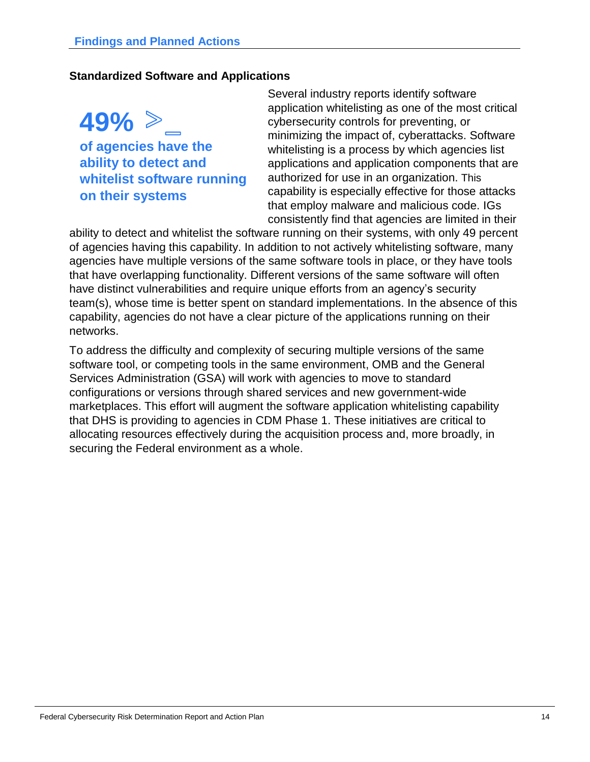## Findings and Planned Actions

### Standardized Software and Applications

**49% ≥_**

**of agencies have the ability to detect and whitelist software running on their systems**

Several industry reports identify software application whitelisting as one of the most critical cybersecurity controls for preventing, or minimizing the impact of, cyberattacks. Software whitelisting is a process by which agencies list applications and application components that are authorized for use in an organization. This capability is especially effective for those attacks that employ malware and malicious code. IGs consistently find that agencies are limited in their ability to detect and whitelist the software running on their systems, with only 49 percent of agencies having this capability. In addition to not actively whitelisting software, many agencies have multiple versions of the same software tools in place, or they have tools that have overlapping functionality. Different versions of the same software will often have distinct vulnerabilities and require unique efforts from an agency's security team(s), whose time is better spent on standard implementations. In the absence of this capability, agencies do not have a clear picture of the applications running on their networks.

To address the difficulty and complexity of securing multiple versions of the same software tool, or competing tools in the same environment, OMB and the General Services Administration (GSA) will work with agencies to move to standard configurations or versions through shared services and new government-wide marketplaces. This effort will augment the software application whitelisting capability that DHS is providing to agencies in CDM Phase 1. These initiatives are critical to allocating resources effectively during the acquisition process and, more broadly, in securing the Federal environment as a whole.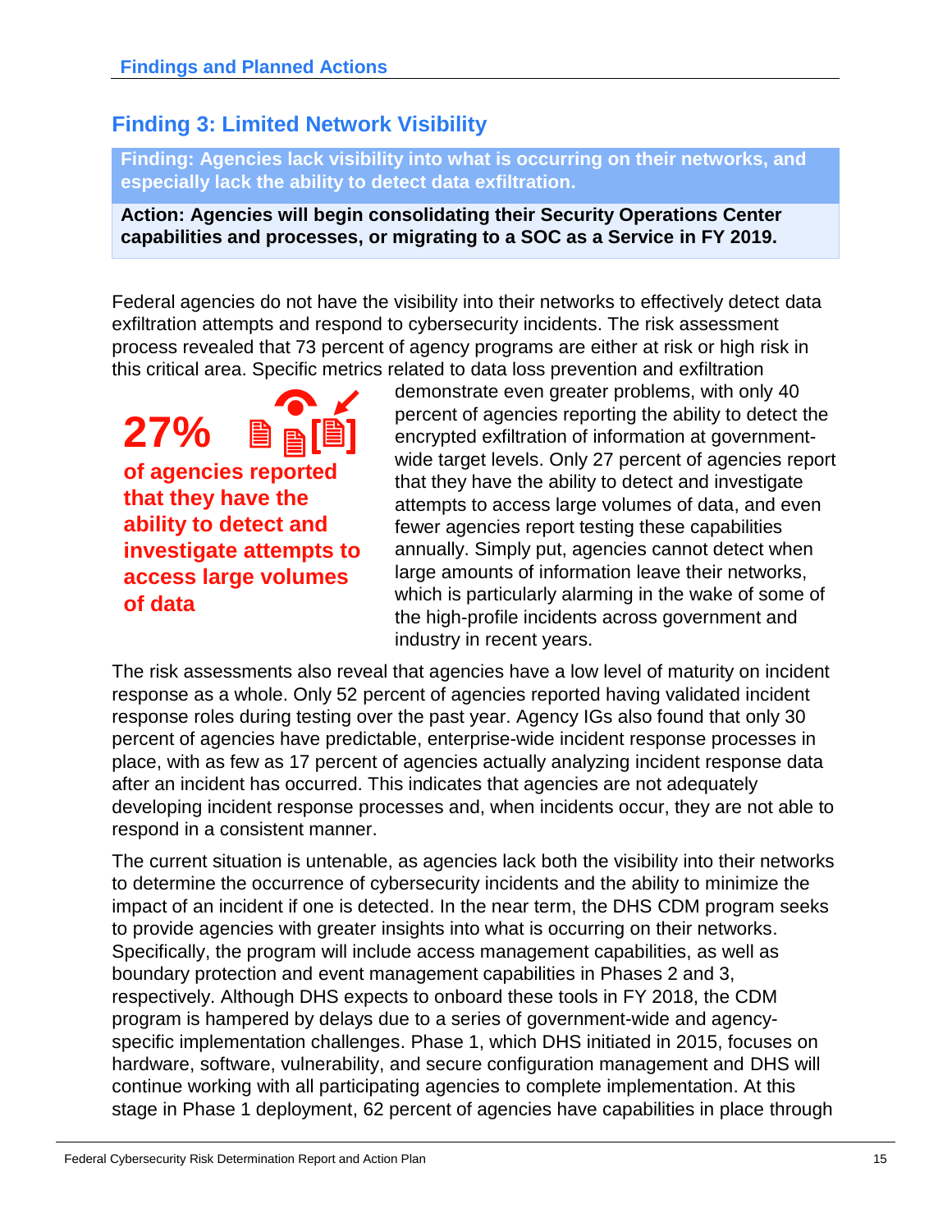## Finding 3: Limited Network Visibility

**Finding: Agencies lack visibility into what is occurring on their networks, and especially lack the ability to detect data exfiltration.**

**Action: Agencies will begin consolidating their Security Operations Center capabilities and processes, or migrating to a SOC as a Service in FY 2019.**

Federal agencies do not have the visibility into their networks to effectively detect data exfiltration attempts and respond to cybersecurity incidents. The risk assessment process revealed that 73 percent of agency programs are either at risk or high risk in this critical area. Specific metrics related to data loss prevention and exfiltration demonstrate even greater problems, with only 40 percent of agencies reporting the ability to detect the encrypted exfiltration of information at government-wide target levels. Only 27 percent of agencies report that they have the ability to detect and investigate attempts to access large volumes of data, and even fewer agencies report testing these capabilities annually. Simply put, agencies cannot detect when large amounts of information leave their networks, which is particularly alarming in the wake of some of the high-profile incidents across government and industry in recent years.

**27%**

**of agencies reported that they have the ability to detect and investigate attempts to access large volumes of data**

The risk assessments also reveal that agencies have a low level of maturity on incident response as a whole. Only 52 percent of agencies reported having validated incident response roles during testing over the past year. Agency IGs also found that only 30 percent of agencies have predictable, enterprise-wide incident response processes in place, with as few as 17 percent of agencies actually analyzing incident response data after an incident has occurred. This indicates that agencies are not adequately developing incident response processes and, when incidents occur, they are not able to respond in a consistent manner.

The current situation is untenable, as agencies lack both the visibility into their networks to determine the occurrence of cybersecurity incidents and the ability to minimize the impact of an incident if one is detected. In the near term, the DHS CDM program seeks to provide agencies with greater insights into what is occurring on their networks. Specifically, the program will include access management capabilities, as well as boundary protection and event management capabilities in Phases 2 and 3, respectively. Although DHS expects to onboard these tools in FY 2018, the CDM program is hampered by delays due to a series of government-wide and agency-specific implementation challenges. Phase 1, which DHS initiated in 2015, focuses on hardware, software, vulnerability, and secure configuration management and DHS will continue working with all participating agencies to complete implementation. At this stage in Phase 1 deployment, 62 percent of agencies have capabilities in place through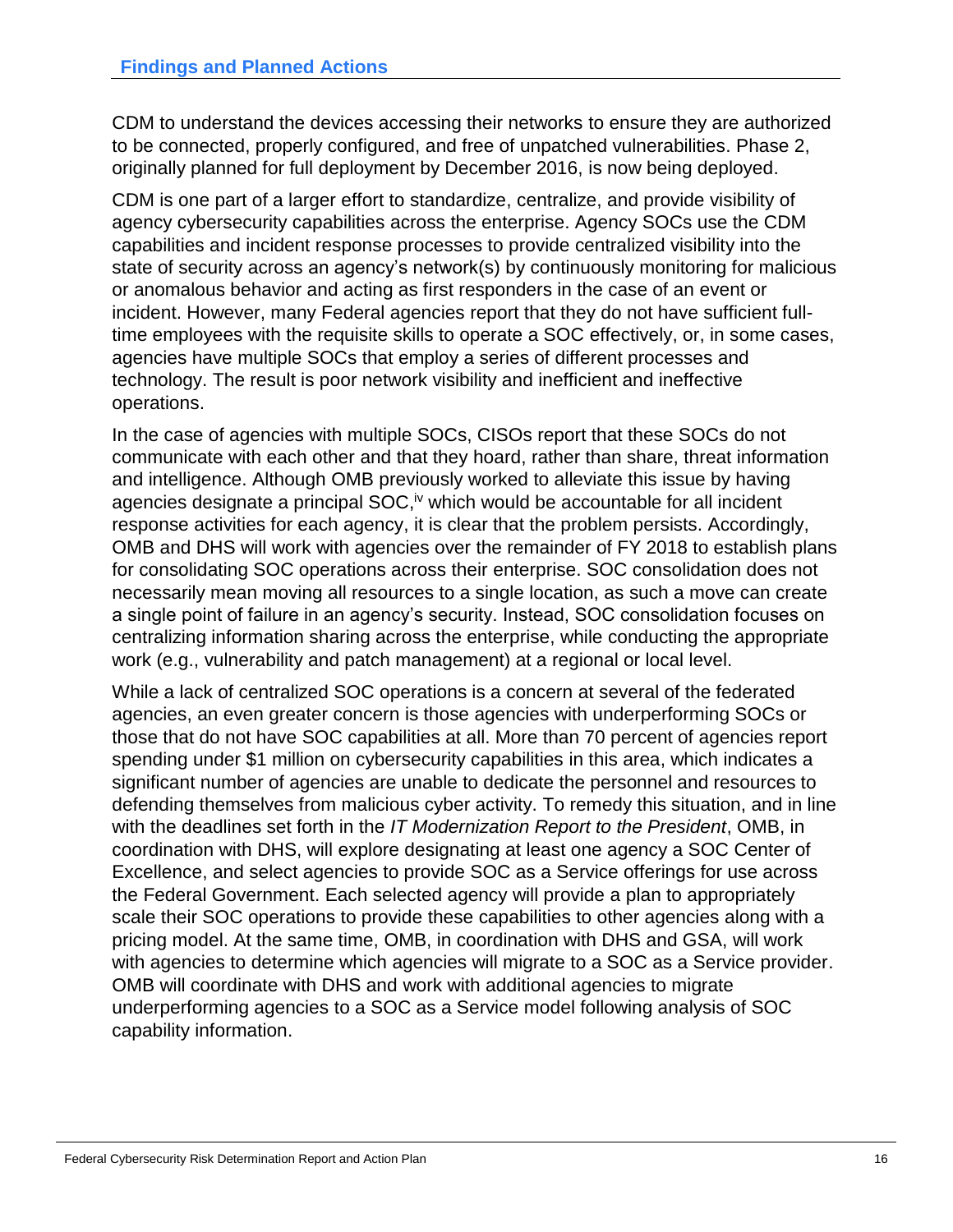CDM to understand the devices accessing their networks to ensure they are authorized to be connected, properly configured, and free of unpatched vulnerabilities. Phase 2, originally planned for full deployment by December 2016, is now being deployed.

CDM is one part of a larger effort to standardize, centralize, and provide visibility of agency cybersecurity capabilities across the enterprise. Agency SOCs use the CDM capabilities and incident response processes to provide centralized visibility into the state of security across an agency's network(s) by continuously monitoring for malicious or anomalous behavior and acting as first responders in the case of an event or incident. However, many Federal agencies report that they do not have sufficient full-time employees with the requisite skills to operate a SOC effectively, or, in some cases, agencies have multiple SOCs that employ a series of different processes and technology. The result is poor network visibility and inefficient and ineffective operations.

In the case of agencies with multiple SOCs, CISOs report that these SOCs do not communicate with each other and that they hoard, rather than share, threat information and intelligence. Although OMB previously worked to alleviate this issue by having agencies designate a principal SOC,[iv] which would be accountable for all incident response activities for each agency, it is clear that the problem persists. Accordingly, OMB and DHS will work with agencies over the remainder of FY 2018 to establish plans for consolidating SOC operations across their enterprise. SOC consolidation does not necessarily mean moving all resources to a single location, as such a move can create a single point of failure in an agency's security. Instead, SOC consolidation focuses on centralizing information sharing across the enterprise, while conducting the appropriate work (e.g., vulnerability and patch management) at a regional or local level.

While a lack of centralized SOC operations is a concern at several of the federated agencies, an even greater concern is those agencies with underperforming SOCs or those that do not have SOC capabilities at all. More than 70 percent of agencies report spending under $1 million on cybersecurity capabilities in this area, which indicates a significant number of agencies are unable to dedicate the personnel and resources to defending themselves from malicious cyber activity. To remedy this situation, and in line with the deadlines set forth in the *IT Modernization Report to the President*, OMB, in coordination with DHS, will explore designating at least one agency a SOC Center of Excellence, and select agencies to provide SOC as a Service offerings for use across the Federal Government. Each selected agency will provide a plan to appropriately scale their SOC operations to provide these capabilities to other agencies along with a pricing model. At the same time, OMB, in coordination with DHS and GSA, will work with agencies to determine which agencies will migrate to a SOC as a Service provider. OMB will coordinate with DHS and work with additional agencies to migrate underperforming agencies to a SOC as a Service model following analysis of SOC capability information.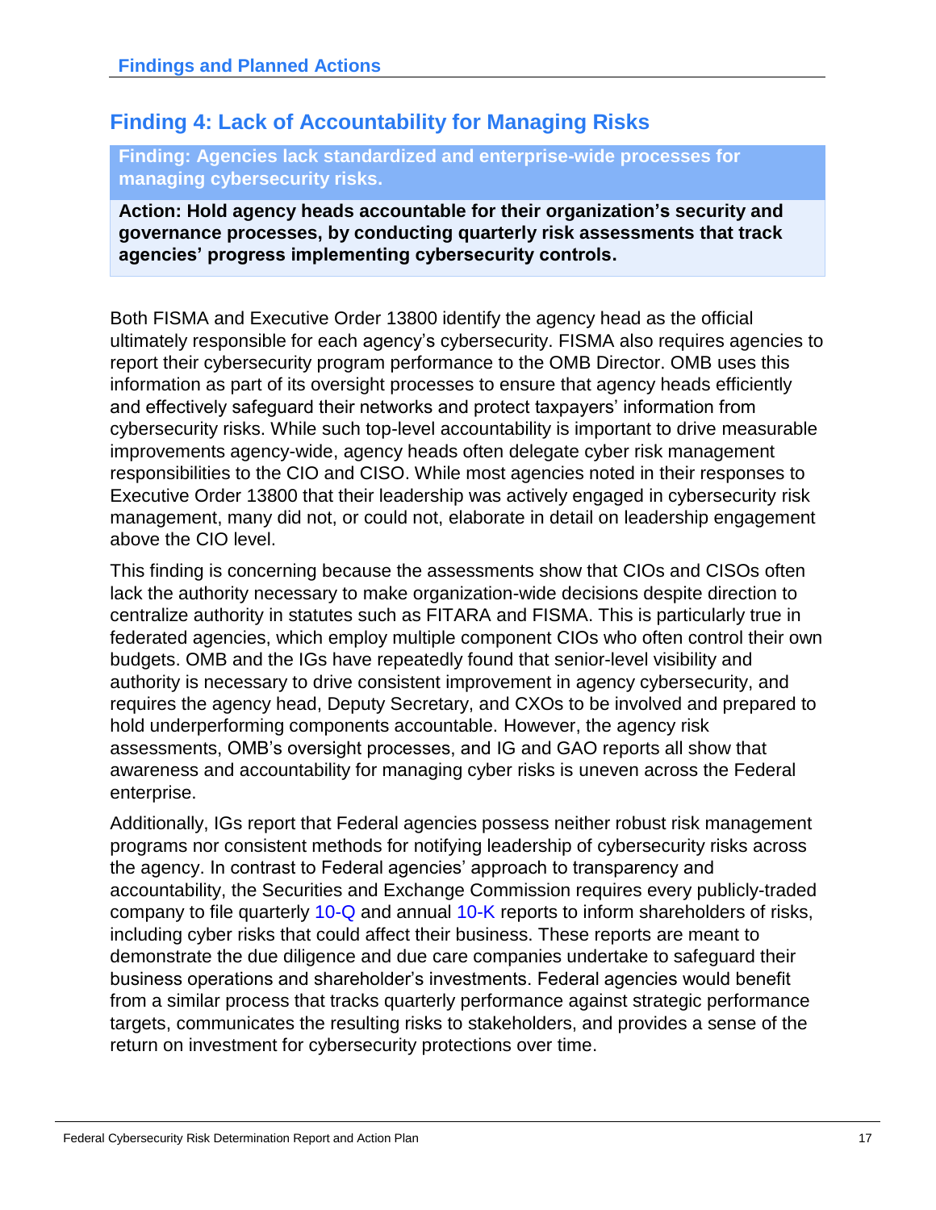## Finding 4: Lack of Accountability for Managing Risks

**Finding: Agencies lack standardized and enterprise-wide processes for managing cybersecurity risks.**

**Action: Hold agency heads accountable for their organization's security and governance processes, by conducting quarterly risk assessments that track agencies' progress implementing cybersecurity controls.**

Both FISMA and Executive Order 13800 identify the agency head as the official ultimately responsible for each agency's cybersecurity. FISMA also requires agencies to report their cybersecurity program performance to the OMB Director. OMB uses this information as part of its oversight processes to ensure that agency heads efficiently and effectively safeguard their networks and protect taxpayers' information from cybersecurity risks. While such top-level accountability is important to drive measurable improvements agency-wide, agency heads often delegate cyber risk management responsibilities to the CIO and CISO. While most agencies noted in their responses to Executive Order 13800 that their leadership was actively engaged in cybersecurity risk management, many did not, or could not, elaborate in detail on leadership engagement above the CIO level.

This finding is concerning because the assessments show that CIOs and CISOs often lack the authority necessary to make organization-wide decisions despite direction to centralize authority in statutes such as FITARA and FISMA. This is particularly true in federated agencies, which employ multiple component CIOs who often control their own budgets. OMB and the IGs have repeatedly found that senior-level visibility and authority is necessary to drive consistent improvement in agency cybersecurity, and requires the agency head, Deputy Secretary, and CXOs to be involved and prepared to hold underperforming components accountable. However, the agency risk assessments, OMB's oversight processes, and IG and GAO reports all show that awareness and accountability for managing cyber risks is uneven across the Federal enterprise.

Additionally, IGs report that Federal agencies possess neither robust risk management programs nor consistent methods for notifying leadership of cybersecurity risks across the agency. In contrast to Federal agencies' approach to transparency and accountability, the Securities and Exchange Commission requires every publicly-traded company to file quarterly 10-Q and annual 10-K reports to inform shareholders of risks, including cyber risks that could affect their business. These reports are meant to demonstrate the due diligence and due care companies undertake to safeguard their business operations and shareholder's investments. Federal agencies would benefit from a similar process that tracks quarterly performance against strategic performance targets, communicates the resulting risks to stakeholders, and provides a sense of the return on investment for cybersecurity protections over time.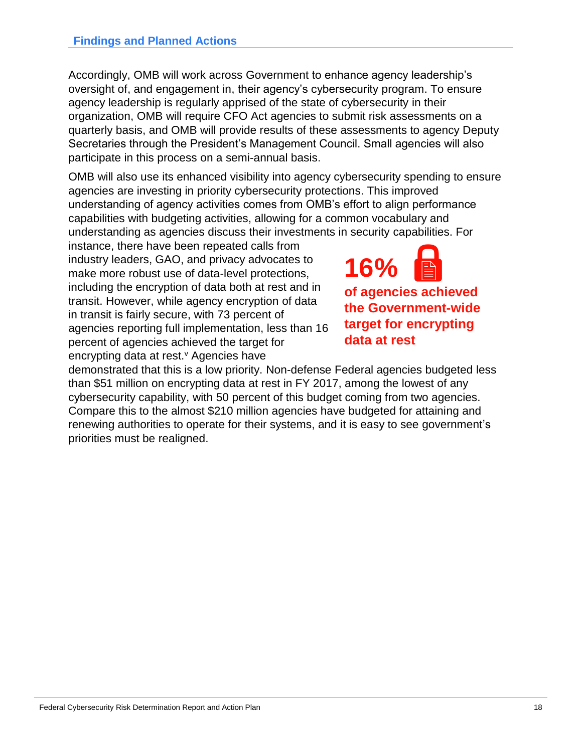## Findings and Planned Actions

Accordingly, OMB will work across Government to enhance agency leadership's oversight of, and engagement in, their agency's cybersecurity program. To ensure agency leadership is regularly apprised of the state of cybersecurity in their organization, OMB will require CFO Act agencies to submit risk assessments on a quarterly basis, and OMB will provide results of these assessments to agency Deputy Secretaries through the President's Management Council. Small agencies will also participate in this process on a semi-annual basis.

OMB will also use its enhanced visibility into agency cybersecurity spending to ensure agencies are investing in priority cybersecurity protections. This improved understanding of agency activities comes from OMB's effort to align performance capabilities with budgeting activities, allowing for a common vocabulary and understanding as agencies discuss their investments in security capabilities. For instance, there have been repeated calls from industry leaders, GAO, and privacy advocates to make more robust use of data-level protections, including the encryption of data both at rest and in transit. However, while agency encryption of data in transit is fairly secure, with 73 percent of agencies reporting full implementation, less than 16 percent of agencies achieved the target for encrypting data at rest.[v] Agencies have demonstrated that this is a low priority. Non-defense Federal agencies budgeted less than $51 million on encrypting data at rest in FY 2017, among the lowest of any cybersecurity capability, with 50 percent of this budget coming from two agencies. Compare this to the almost $210 million agencies have budgeted for attaining and renewing authorities to operate for their systems, and it is easy to see government's priorities must be realigned.

**16%**

**of agencies achieved the Government-wide target for encrypting data at rest**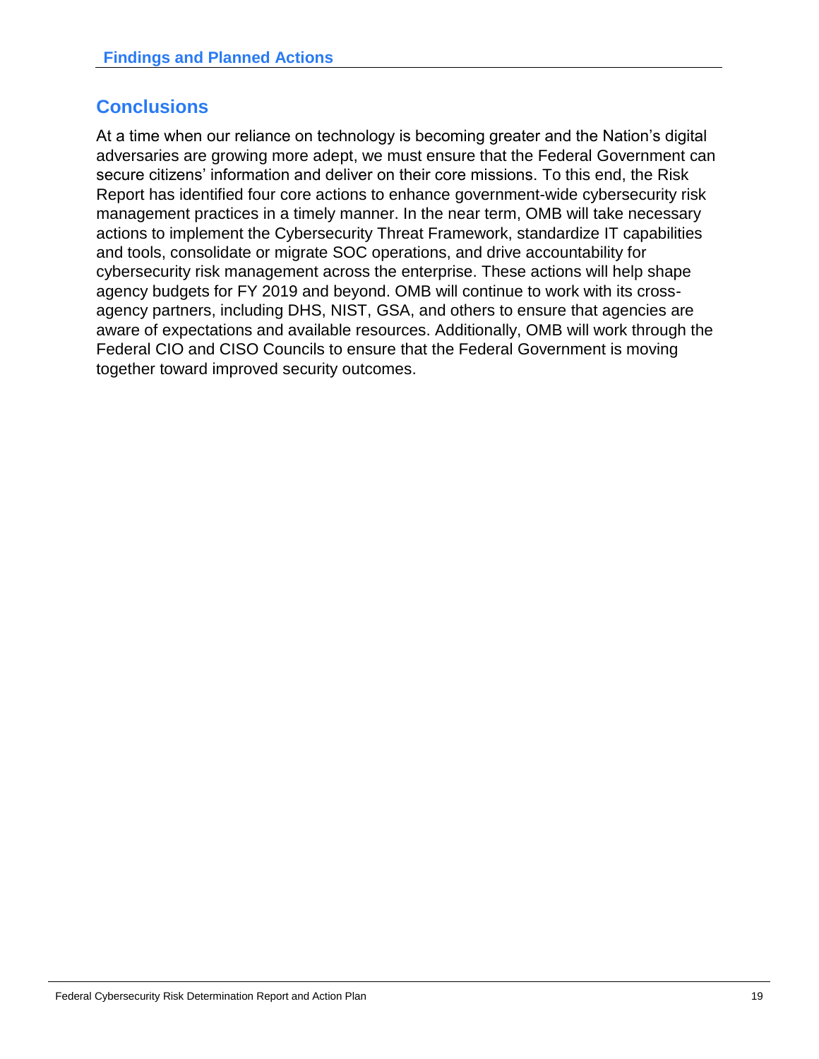## Conclusions

At a time when our reliance on technology is becoming greater and the Nation's digital adversaries are growing more adept, we must ensure that the Federal Government can secure citizens' information and deliver on their core missions. To this end, the Risk Report has identified four core actions to enhance government-wide cybersecurity risk management practices in a timely manner. In the near term, OMB will take necessary actions to implement the Cybersecurity Threat Framework, standardize IT capabilities and tools, consolidate or migrate SOC operations, and drive accountability for cybersecurity risk management across the enterprise. These actions will help shape agency budgets for FY 2019 and beyond. OMB will continue to work with its cross-agency partners, including DHS, NIST, GSA, and others to ensure that agencies are aware of expectations and available resources. Additionally, OMB will work through the Federal CIO and CISO Councils to ensure that the Federal Government is moving together toward improved security outcomes.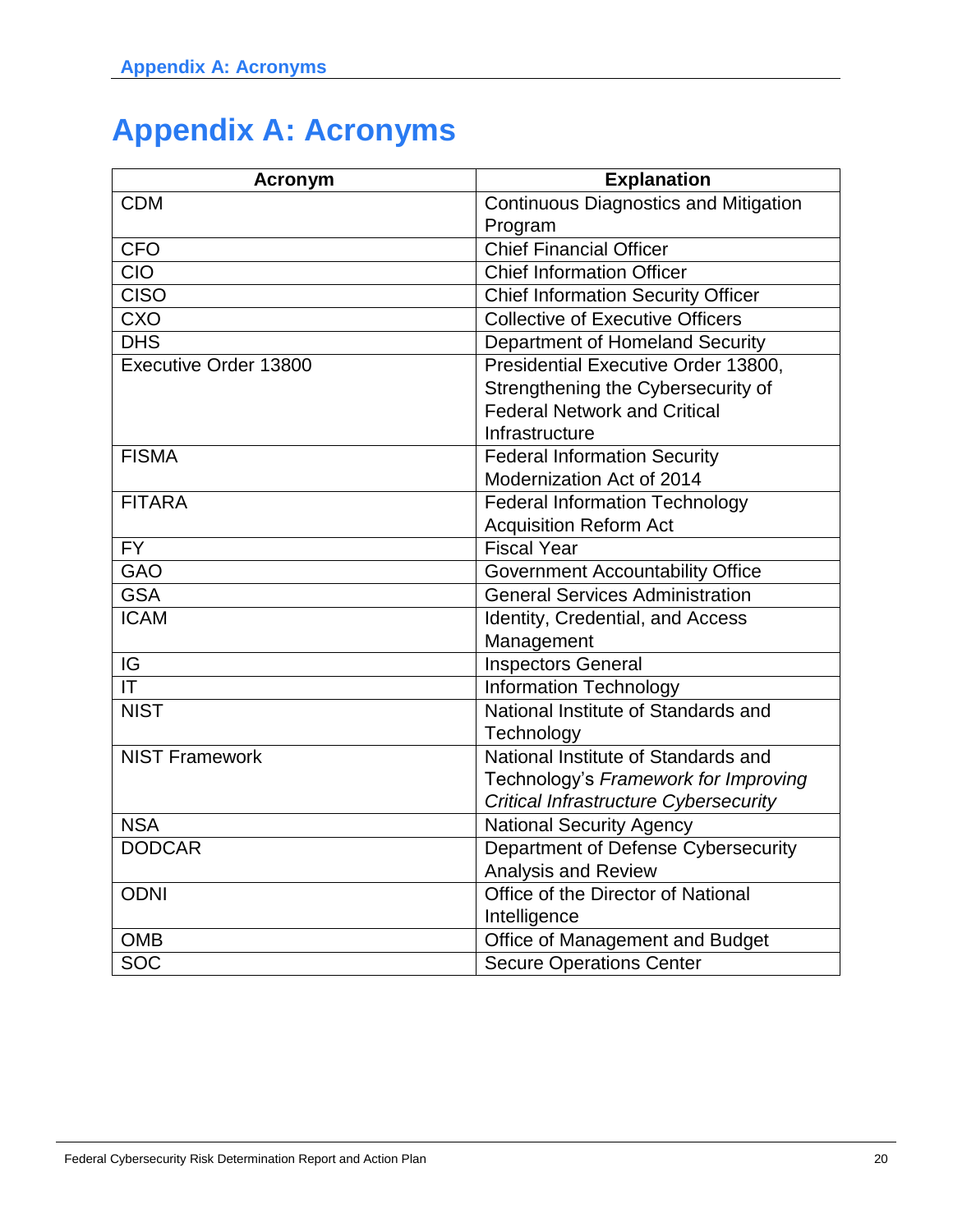# Appendix A: Acronyms

| Acronym | Explanation |
|---|---|
| CDM | Continuous Diagnostics and Mitigation Program |
| CFO | Chief Financial Officer |
| CIO | Chief Information Officer |
| CISO | Chief Information Security Officer |
| CXO | Collective of Executive Officers |
| DHS | Department of Homeland Security |
| Executive Order 13800 | Presidential Executive Order 13800, Strengthening the Cybersecurity of Federal Network and Critical Infrastructure |
| FISMA | Federal Information Security Modernization Act of 2014 |
| FITARA | Federal Information Technology Acquisition Reform Act |
| FY | Fiscal Year |
| GAO | Government Accountability Office |
| GSA | General Services Administration |
| ICAM | Identity, Credential, and Access Management |
| IG | Inspectors General |
| IT | Information Technology |
| NIST | National Institute of Standards and Technology |
| NIST Framework | National Institute of Standards and Technology's *Framework for Improving Critical Infrastructure Cybersecurity* |
| NSA | National Security Agency |
| DODCAR | Department of Defense Cybersecurity Analysis and Review |
| ODNI | Office of the Director of National Intelligence |
| OMB | Office of Management and Budget |
| SOC | Secure Operations Center |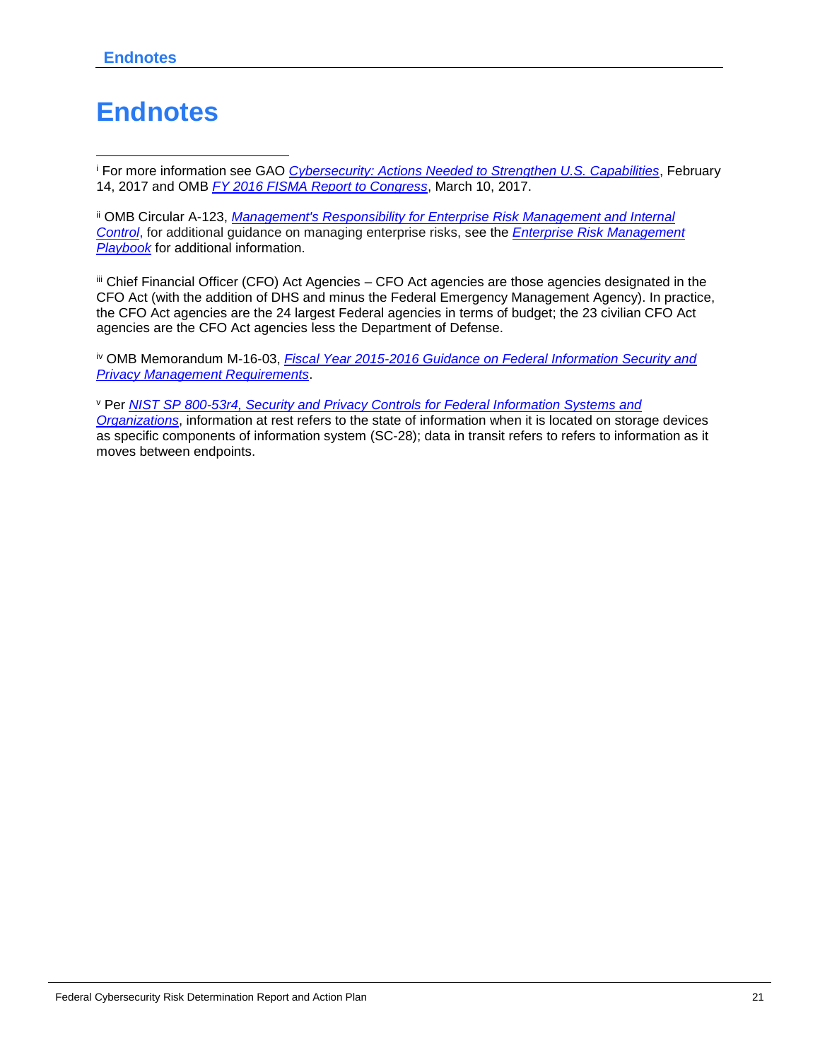# Endnotes

[i] For more information see GAO *Cybersecurity: Actions Needed to Strengthen U.S. Capabilities*, February 14, 2017 and OMB *FY 2016 FISMA Report to Congress*, March 10, 2017.

[ii] OMB Circular A-123, *Management's Responsibility for Enterprise Risk Management and Internal Control*, for additional guidance on managing enterprise risks, see the *Enterprise Risk Management Playbook* for additional information.

[iii] Chief Financial Officer (CFO) Act Agencies – CFO Act agencies are those agencies designated in the CFO Act (with the addition of DHS and minus the Federal Emergency Management Agency). In practice, the CFO Act agencies are the 24 largest Federal agencies in terms of budget; the 23 civilian CFO Act agencies are the CFO Act agencies less the Department of Defense.

[iv] OMB Memorandum M-16-03, *Fiscal Year 2015-2016 Guidance on Federal Information Security and Privacy Management Requirements*.

[v] Per *NIST SP 800-53r4, Security and Privacy Controls for Federal Information Systems and Organizations*, information at rest refers to the state of information when it is located on storage devices as specific components of information system (SC-28); data in transit refers to refers to information as it moves between endpoints.